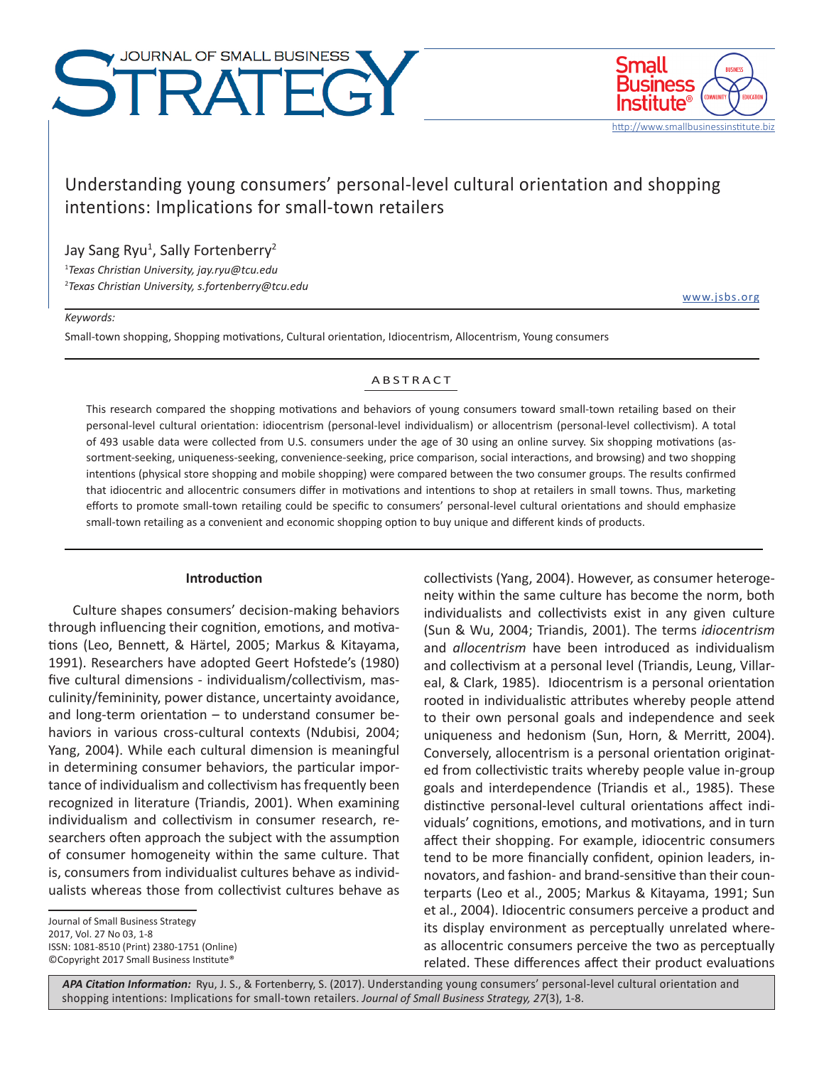# Understanding young consumers' personal-level cultural orientation and shopping intentions: Implications for small-town retailers

Jay Sang Ryu[1], Sally Fortenberry[2]

[1]*Texas Christian University, jay.ryu@tcu.edu*
[2]*Texas Christian University, s.fortenberry@tcu.edu*

*Keywords:*

Small-town shopping, Shopping motivations, Cultural orientation, Idiocentrism, Allocentrism, Young consumers

## ABSTRACT

This research compared the shopping motivations and behaviors of young consumers toward small-town retailing based on their personal-level cultural orientation: idiocentrism (personal-level individualism) or allocentrism (personal-level collectivism). A total of 493 usable data were collected from U.S. consumers under the age of 30 using an online survey. Six shopping motivations (assortment-seeking, uniqueness-seeking, convenience-seeking, price comparison, social interactions, and browsing) and two shopping intentions (physical store shopping and mobile shopping) were compared between the two consumer groups. The results confirmed that idiocentric and allocentric consumers differ in motivations and intentions to shop at retailers in small towns. Thus, marketing efforts to promote small-town retailing could be specific to consumers' personal-level cultural orientations and should emphasize small-town retailing as a convenient and economic shopping option to buy unique and different kinds of products.

## Introduction

Culture shapes consumers' decision-making behaviors through influencing their cognition, emotions, and motivations (Leo, Bennett, & Härtel, 2005; Markus & Kitayama, 1991). Researchers have adopted Geert Hofstede's (1980) five cultural dimensions - individualism/collectivism, masculinity/femininity, power distance, uncertainty avoidance, and long-term orientation – to understand consumer behaviors in various cross-cultural contexts (Ndubisi, 2004; Yang, 2004). While each cultural dimension is meaningful in determining consumer behaviors, the particular importance of individualism and collectivism has frequently been recognized in literature (Triandis, 2001). When examining individualism and collectivism in consumer research, researchers often approach the subject with the assumption of consumer homogeneity within the same culture. That is, consumers from individualist cultures behave as individualists whereas those from collectivist cultures behave as collectivists (Yang, 2004). However, as consumer heterogeneity within the same culture has become the norm, both individualists and collectivists exist in any given culture (Sun & Wu, 2004; Triandis, 2001). The terms *idiocentrism* and *allocentrism* have been introduced as individualism and collectivism at a personal level (Triandis, Leung, Villareal, & Clark, 1985). Idiocentrism is a personal orientation rooted in individualistic attributes whereby people attend to their own personal goals and independence and seek uniqueness and hedonism (Sun, Horn, & Merritt, 2004). Conversely, allocentrism is a personal orientation originated from collectivistic traits whereby people value in-group goals and interdependence (Triandis et al., 1985). These distinctive personal-level cultural orientations affect individuals' cognitions, emotions, and motivations, and in turn affect their shopping. For example, idiocentric consumers tend to be more financially confident, opinion leaders, innovators, and fashion- and brand-sensitive than their counterparts (Leo et al., 2005; Markus & Kitayama, 1991; Sun et al., 2004). Idiocentric consumers perceive a product and its display environment as perceptually unrelated whereas allocentric consumers perceive the two as perceptually related. These differences affect their product evaluations

Journal of Small Business Strategy
2017, Vol. 27 No 03, 1-8
ISSN: 1081-8510 (Print) 2380-1751 (Online)
©Copyright 2017 Small Business Institute®

***APA Citation Information:*** Ryu, J. S., & Fortenberry, S. (2017). Understanding young consumers' personal-level cultural orientation and shopping intentions: Implications for small-town retailers. *Journal of Small Business Strategy, 27*(3), 1-8.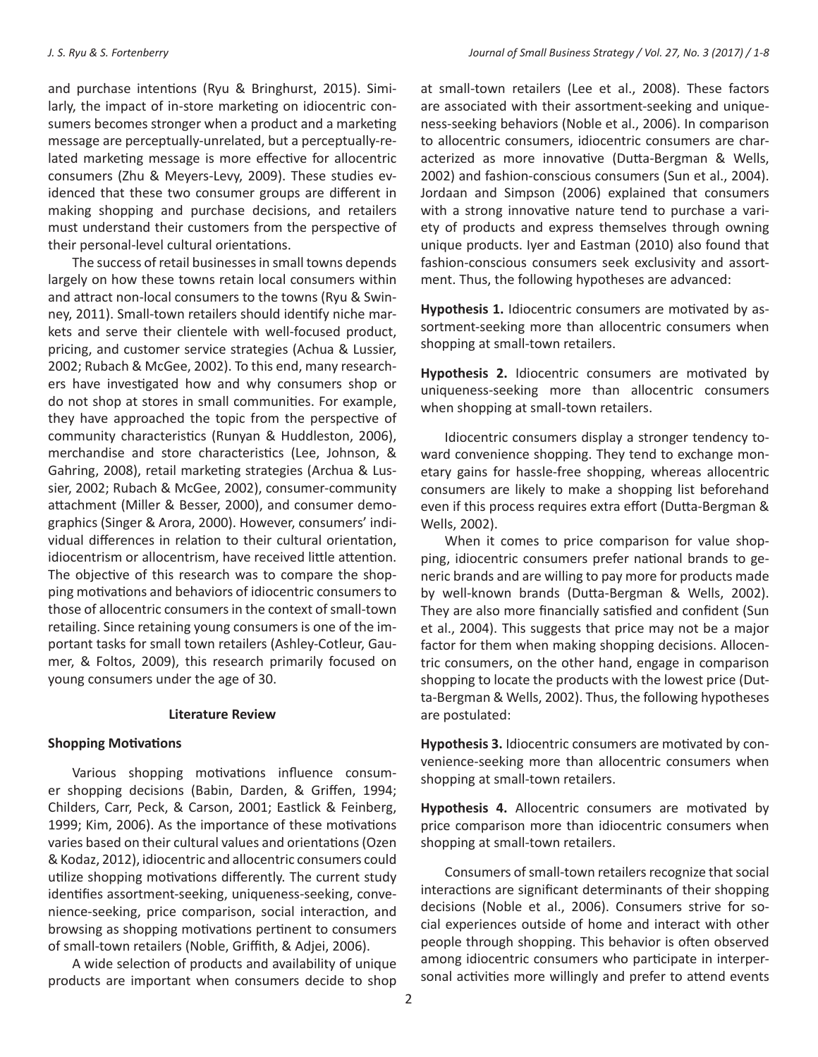and purchase intentions (Ryu & Bringhurst, 2015). Similarly, the impact of in-store marketing on idiocentric consumers becomes stronger when a product and a marketing message are perceptually-unrelated, but a perceptually-related marketing message is more effective for allocentric consumers (Zhu & Meyers-Levy, 2009). These studies evidenced that these two consumer groups are different in making shopping and purchase decisions, and retailers must understand their customers from the perspective of their personal-level cultural orientations.

The success of retail businesses in small towns depends largely on how these towns retain local consumers within and attract non-local consumers to the towns (Ryu & Swinney, 2011). Small-town retailers should identify niche markets and serve their clientele with well-focused product, pricing, and customer service strategies (Achua & Lussier, 2002; Rubach & McGee, 2002). To this end, many researchers have investigated how and why consumers shop or do not shop at stores in small communities. For example, they have approached the topic from the perspective of community characteristics (Runyan & Huddleston, 2006), merchandise and store characteristics (Lee, Johnson, & Gahring, 2008), retail marketing strategies (Archua & Lussier, 2002; Rubach & McGee, 2002), consumer-community attachment (Miller & Besser, 2000), and consumer demographics (Singer & Arora, 2000). However, consumers' individual differences in relation to their cultural orientation, idiocentrism or allocentrism, have received little attention. The objective of this research was to compare the shopping motivations and behaviors of idiocentric consumers to those of allocentric consumers in the context of small-town retailing. Since retaining young consumers is one of the important tasks for small town retailers (Ashley-Cotleur, Gaumer, & Foltos, 2009), this research primarily focused on young consumers under the age of 30.

## Literature Review

### Shopping Motivations

Various shopping motivations influence consumer shopping decisions (Babin, Darden, & Griffen, 1994; Childers, Carr, Peck, & Carson, 2001; Eastlick & Feinberg, 1999; Kim, 2006). As the importance of these motivations varies based on their cultural values and orientations (Ozen & Kodaz, 2012), idiocentric and allocentric consumers could utilize shopping motivations differently. The current study identifies assortment-seeking, uniqueness-seeking, convenience-seeking, price comparison, social interaction, and browsing as shopping motivations pertinent to consumers of small-town retailers (Noble, Griffith, & Adjei, 2006).

A wide selection of products and availability of unique products are important when consumers decide to shop at small-town retailers (Lee et al., 2008). These factors are associated with their assortment-seeking and uniqueness-seeking behaviors (Noble et al., 2006). In comparison to allocentric consumers, idiocentric consumers are characterized as more innovative (Dutta-Bergman & Wells, 2002) and fashion-conscious consumers (Sun et al., 2004). Jordaan and Simpson (2006) explained that consumers with a strong innovative nature tend to purchase a variety of products and express themselves through owning unique products. Iyer and Eastman (2010) also found that fashion-conscious consumers seek exclusivity and assortment. Thus, the following hypotheses are advanced:

**Hypothesis 1.** Idiocentric consumers are motivated by assortment-seeking more than allocentric consumers when shopping at small-town retailers.

**Hypothesis 2.** Idiocentric consumers are motivated by uniqueness-seeking more than allocentric consumers when shopping at small-town retailers.

Idiocentric consumers display a stronger tendency toward convenience shopping. They tend to exchange monetary gains for hassle-free shopping, whereas allocentric consumers are likely to make a shopping list beforehand even if this process requires extra effort (Dutta-Bergman & Wells, 2002).

When it comes to price comparison for value shopping, idiocentric consumers prefer national brands to generic brands and are willing to pay more for products made by well-known brands (Dutta-Bergman & Wells, 2002). They are also more financially satisfied and confident (Sun et al., 2004). This suggests that price may not be a major factor for them when making shopping decisions. Allocentric consumers, on the other hand, engage in comparison shopping to locate the products with the lowest price (Dutta-Bergman & Wells, 2002). Thus, the following hypotheses are postulated:

**Hypothesis 3.** Idiocentric consumers are motivated by convenience-seeking more than allocentric consumers when shopping at small-town retailers.

**Hypothesis 4.** Allocentric consumers are motivated by price comparison more than idiocentric consumers when shopping at small-town retailers.

Consumers of small-town retailers recognize that social interactions are significant determinants of their shopping decisions (Noble et al., 2006). Consumers strive for social experiences outside of home and interact with other people through shopping. This behavior is often observed among idiocentric consumers who participate in interpersonal activities more willingly and prefer to attend events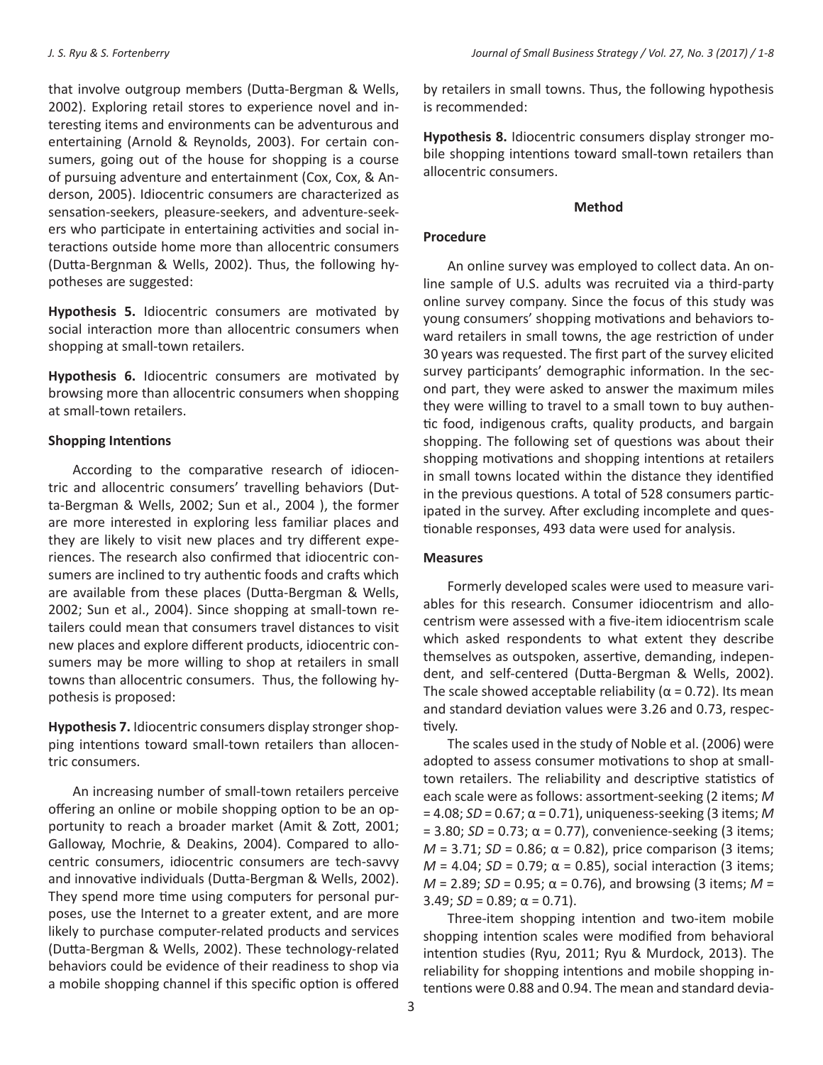that involve outgroup members (Dutta-Bergman & Wells, 2002). Exploring retail stores to experience novel and interesting items and environments can be adventurous and entertaining (Arnold & Reynolds, 2003). For certain consumers, going out of the house for shopping is a course of pursuing adventure and entertainment (Cox, Cox, & Anderson, 2005). Idiocentric consumers are characterized as sensation-seekers, pleasure-seekers, and adventure-seekers who participate in entertaining activities and social interactions outside home more than allocentric consumers (Dutta-Bergnman & Wells, 2002). Thus, the following hypotheses are suggested:

**Hypothesis 5.** Idiocentric consumers are motivated by social interaction more than allocentric consumers when shopping at small-town retailers.

**Hypothesis 6.** Idiocentric consumers are motivated by browsing more than allocentric consumers when shopping at small-town retailers.

### Shopping Intentions

According to the comparative research of idiocentric and allocentric consumers' travelling behaviors (Dutta-Bergman & Wells, 2002; Sun et al., 2004 ), the former are more interested in exploring less familiar places and they are likely to visit new places and try different experiences. The research also confirmed that idiocentric consumers are inclined to try authentic foods and crafts which are available from these places (Dutta-Bergman & Wells, 2002; Sun et al., 2004). Since shopping at small-town retailers could mean that consumers travel distances to visit new places and explore different products, idiocentric consumers may be more willing to shop at retailers in small towns than allocentric consumers. Thus, the following hypothesis is proposed:

**Hypothesis 7.** Idiocentric consumers display stronger shopping intentions toward small-town retailers than allocentric consumers.

An increasing number of small-town retailers perceive offering an online or mobile shopping option to be an opportunity to reach a broader market (Amit & Zott, 2001; Galloway, Mochrie, & Deakins, 2004). Compared to allocentric consumers, idiocentric consumers are tech-savvy and innovative individuals (Dutta-Bergman & Wells, 2002). They spend more time using computers for personal purposes, use the Internet to a greater extent, and are more likely to purchase computer-related products and services (Dutta-Bergman & Wells, 2002). These technology-related behaviors could be evidence of their readiness to shop via a mobile shopping channel if this specific option is offered by retailers in small towns. Thus, the following hypothesis is recommended:

**Hypothesis 8.** Idiocentric consumers display stronger mobile shopping intentions toward small-town retailers than allocentric consumers.

## Method

### Procedure

An online survey was employed to collect data. An online sample of U.S. adults was recruited via a third-party online survey company. Since the focus of this study was young consumers' shopping motivations and behaviors toward retailers in small towns, the age restriction of under 30 years was requested. The first part of the survey elicited survey participants' demographic information. In the second part, they were asked to answer the maximum miles they were willing to travel to a small town to buy authentic food, indigenous crafts, quality products, and bargain shopping. The following set of questions was about their shopping motivations and shopping intentions at retailers in small towns located within the distance they identified in the previous questions. A total of 528 consumers participated in the survey. After excluding incomplete and questionable responses, 493 data were used for analysis.

### Measures

Formerly developed scales were used to measure variables for this research. Consumer idiocentrism and allocentrism were assessed with a five-item idiocentrism scale which asked respondents to what extent they describe themselves as outspoken, assertive, demanding, independent, and self-centered (Dutta-Bergman & Wells, 2002). The scale showed acceptable reliability ($\alpha = 0.72$). Its mean and standard deviation values were 3.26 and 0.73, respectively.

The scales used in the study of Noble et al. (2006) were adopted to assess consumer motivations to shop at small-town retailers. The reliability and descriptive statistics of each scale were as follows: assortment-seeking (2 items; $M = 4.08$; $SD = 0.67$; $\alpha = 0.71$), uniqueness-seeking (3 items; $M = 3.80$; $SD = 0.73$; $\alpha = 0.77$), convenience-seeking (3 items; $M = 3.71$; $SD = 0.86$; $\alpha = 0.82$), price comparison (3 items; $M = 4.04$; $SD = 0.79$; $\alpha = 0.85$), social interaction (3 items; $M = 2.89$; $SD = 0.95$; $\alpha = 0.76$), and browsing (3 items; $M = 3.49$; $SD = 0.89$; $\alpha = 0.71$).

Three-item shopping intention and two-item mobile shopping intention scales were modified from behavioral intention studies (Ryu, 2011; Ryu & Murdock, 2013). The reliability for shopping intentions and mobile shopping intentions were 0.88 and 0.94. The mean and standard devia-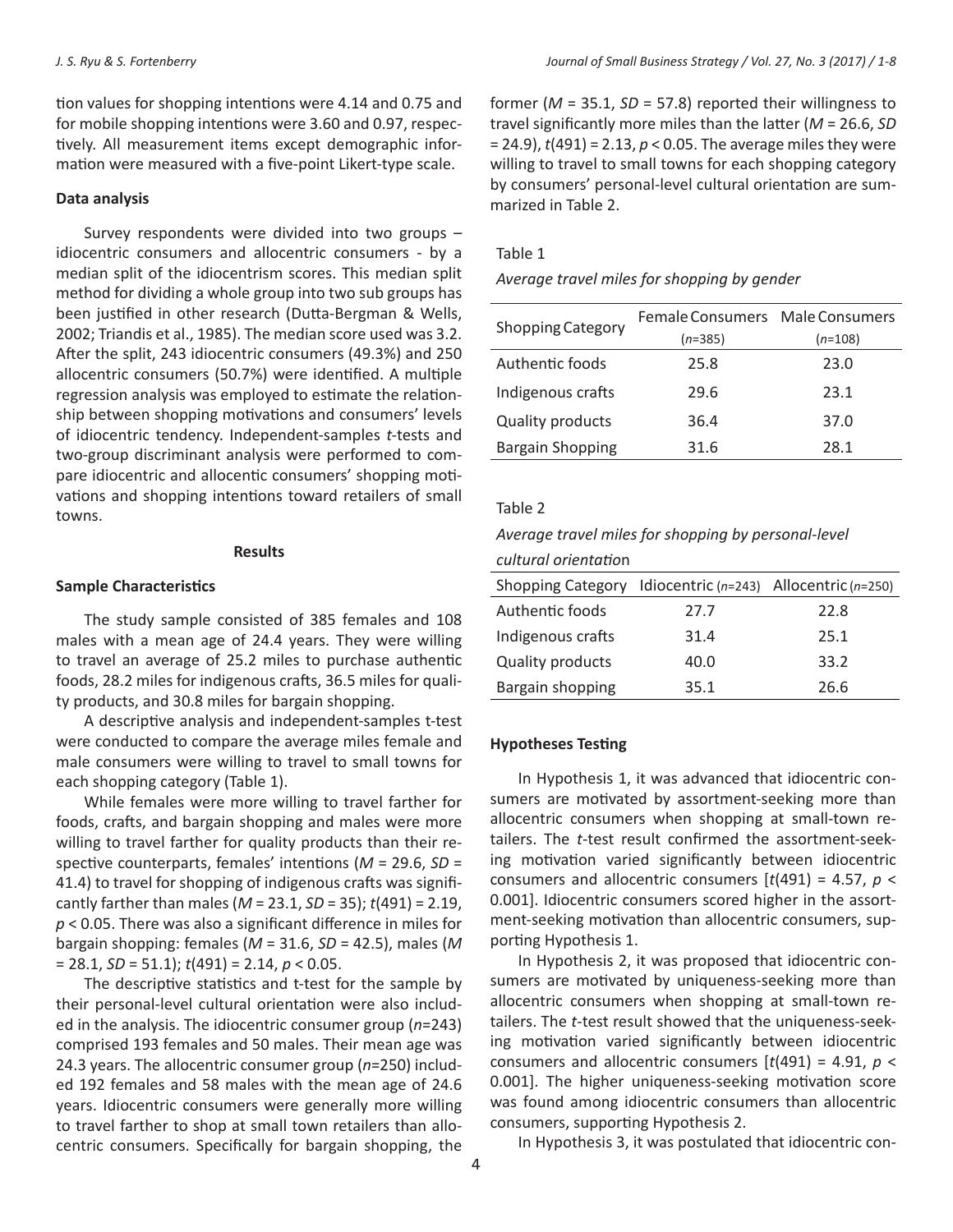tion values for shopping intentions were 4.14 and 0.75 and for mobile shopping intentions were 3.60 and 0.97, respectively. All measurement items except demographic information were measured with a five-point Likert-type scale.

### Data analysis

Survey respondents were divided into two groups – idiocentric consumers and allocentric consumers - by a median split of the idiocentrism scores. This median split method for dividing a whole group into two sub groups has been justified in other research (Dutta-Bergman & Wells, 2002; Triandis et al., 1985). The median score used was 3.2. After the split, 243 idiocentric consumers (49.3%) and 250 allocentric consumers (50.7%) were identified. A multiple regression analysis was employed to estimate the relationship between shopping motivations and consumers' levels of idiocentric tendency. Independent-samples *t*-tests and two-group discriminant analysis were performed to compare idiocentric and allocentic consumers' shopping motivations and shopping intentions toward retailers of small towns.

## Results

### Sample Characteristics

The study sample consisted of 385 females and 108 males with a mean age of 24.4 years. They were willing to travel an average of 25.2 miles to purchase authentic foods, 28.2 miles for indigenous crafts, 36.5 miles for quality products, and 30.8 miles for bargain shopping.

A descriptive analysis and independent-samples t-test were conducted to compare the average miles female and male consumers were willing to travel to small towns for each shopping category (Table 1).

While females were more willing to travel farther for foods, crafts, and bargain shopping and males were more willing to travel farther for quality products than their respective counterparts, females' intentions ($M$ = 29.6, $SD$ = 41.4) to travel for shopping of indigenous crafts was significantly farther than males ($M$ = 23.1, $SD$ = 35); $t(491) = 2.19$, $p < 0.05$. There was also a significant difference in miles for bargain shopping: females ($M$ = 31.6, $SD$ = 42.5), males ($M$ = 28.1, $SD$ = 51.1); $t(491) = 2.14$, $p < 0.05$.

The descriptive statistics and t-test for the sample by their personal-level cultural orientation were also included in the analysis. The idiocentric consumer group ($n$=243) comprised 193 females and 50 males. Their mean age was 24.3 years. The allocentric consumer group ($n$=250) included 192 females and 58 males with the mean age of 24.6 years. Idiocentric consumers were generally more willing to travel farther to shop at small town retailers than allocentric consumers. Specifically for bargain shopping, the former ($M$ = 35.1, $SD$ = 57.8) reported their willingness to travel significantly more miles than the latter ($M$ = 26.6, $SD$ = 24.9), $t(491) = 2.13$, $p < 0.05$. The average miles they were willing to travel to small towns for each shopping category by consumers' personal-level cultural orientation are summarized in Table 2.

Table 1

*Average travel miles for shopping by gender*

| Shopping Category | Female Consumers ($n$=385) | Male Consumers ($n$=108) |
|---|---|---|
| Authentic foods | 25.8 | 23.0 |
| Indigenous crafts | 29.6 | 23.1 |
| Quality products | 36.4 | 37.0 |
| Bargain Shopping | 31.6 | 28.1 |

Table 2

*Average travel miles for shopping by personal-level cultural orientation*

| Shopping Category | Idiocentric ($n$=243) | Allocentric ($n$=250) |
|---|---|---|
| Authentic foods | 27.7 | 22.8 |
| Indigenous crafts | 31.4 | 25.1 |
| Quality products | 40.0 | 33.2 |
| Bargain shopping | 35.1 | 26.6 |

### Hypotheses Testing

In Hypothesis 1, it was advanced that idiocentric consumers are motivated by assortment-seeking more than allocentric consumers when shopping at small-town retailers. The *t*-test result confirmed the assortment-seeking motivation varied significantly between idiocentric consumers and allocentric consumers [$t(491) = 4.57$, $p < 0.001$]. Idiocentric consumers scored higher in the assortment-seeking motivation than allocentric consumers, supporting Hypothesis 1.

In Hypothesis 2, it was proposed that idiocentric consumers are motivated by uniqueness-seeking more than allocentric consumers when shopping at small-town retailers. The *t*-test result showed that the uniqueness-seeking motivation varied significantly between idiocentric consumers and allocentric consumers [$t(491) = 4.91$, $p < 0.001$]. The higher uniqueness-seeking motivation score was found among idiocentric consumers than allocentric consumers, supporting Hypothesis 2.

In Hypothesis 3, it was postulated that idiocentric con-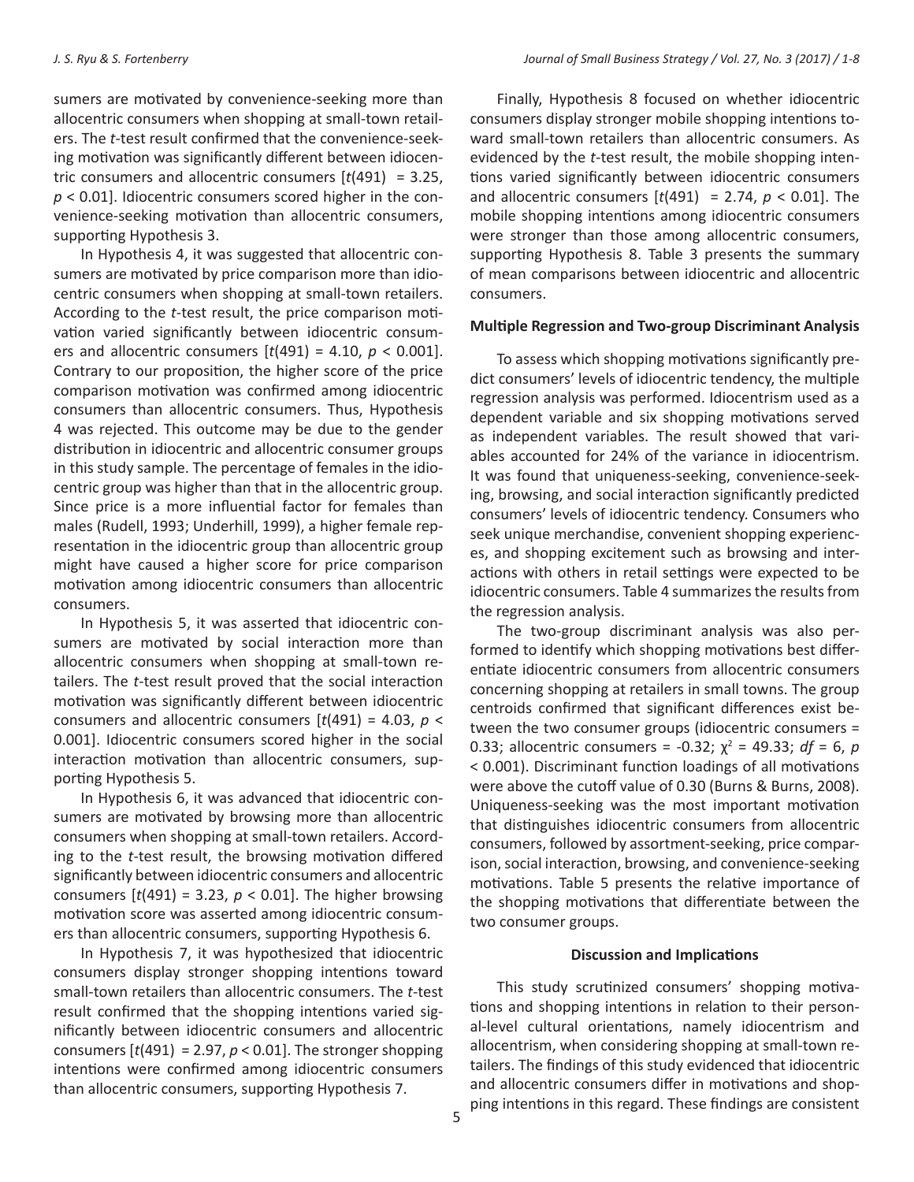sumers are motivated by convenience-seeking more than allocentric consumers when shopping at small-town retailers. The *t*-test result confirmed that the convenience-seeking motivation was significantly different between idiocentric consumers and allocentric consumers [$t(491) = 3.25$, $p < 0.01$]. Idiocentric consumers scored higher in the convenience-seeking motivation than allocentric consumers, supporting Hypothesis 3.

In Hypothesis 4, it was suggested that allocentric consumers are motivated by price comparison more than idiocentric consumers when shopping at small-town retailers. According to the *t*-test result, the price comparison motivation varied significantly between idiocentric consumers and allocentric consumers [$t(491) = 4.10$, $p < 0.001$]. Contrary to our proposition, the higher score of the price comparison motivation was confirmed among idiocentric consumers than allocentric consumers. Thus, Hypothesis 4 was rejected. This outcome may be due to the gender distribution in idiocentric and allocentric consumer groups in this study sample. The percentage of females in the idiocentric group was higher than that in the allocentric group. Since price is a more influential factor for females than males (Rudell, 1993; Underhill, 1999), a higher female representation in the idiocentric group than allocentric group might have caused a higher score for price comparison motivation among idiocentric consumers than allocentric consumers.

In Hypothesis 5, it was asserted that idiocentric consumers are motivated by social interaction more than allocentric consumers when shopping at small-town retailers. The *t*-test result proved that the social interaction motivation was significantly different between idiocentric consumers and allocentric consumers [$t(491) = 4.03$, $p < 0.001$]. Idiocentric consumers scored higher in the social interaction motivation than allocentric consumers, supporting Hypothesis 5.

In Hypothesis 6, it was advanced that idiocentric consumers are motivated by browsing more than allocentric consumers when shopping at small-town retailers. According to the *t*-test result, the browsing motivation differed significantly between idiocentric consumers and allocentric consumers [$t(491) = 3.23$, $p < 0.01$]. The higher browsing motivation score was asserted among idiocentric consumers than allocentric consumers, supporting Hypothesis 6.

In Hypothesis 7, it was hypothesized that idiocentric consumers display stronger shopping intentions toward small-town retailers than allocentric consumers. The *t*-test result confirmed that the shopping intentions varied significantly between idiocentric consumers and allocentric consumers [$t(491) = 2.97$, $p < 0.01$]. The stronger shopping intentions were confirmed among idiocentric consumers than allocentric consumers, supporting Hypothesis 7.

Finally, Hypothesis 8 focused on whether idiocentric consumers display stronger mobile shopping intentions toward small-town retailers than allocentric consumers. As evidenced by the *t*-test result, the mobile shopping intentions varied significantly between idiocentric consumers and allocentric consumers [$t(491) = 2.74$, $p < 0.01$]. The mobile shopping intentions among idiocentric consumers were stronger than those among allocentric consumers, supporting Hypothesis 8. Table 3 presents the summary of mean comparisons between idiocentric and allocentric consumers.

### Multiple Regression and Two-group Discriminant Analysis

To assess which shopping motivations significantly predict consumers' levels of idiocentric tendency, the multiple regression analysis was performed. Idiocentrism used as a dependent variable and six shopping motivations served as independent variables. The result showed that variables accounted for 24% of the variance in idiocentrism. It was found that uniqueness-seeking, convenience-seeking, browsing, and social interaction significantly predicted consumers' levels of idiocentric tendency. Consumers who seek unique merchandise, convenient shopping experiences, and shopping excitement such as browsing and interactions with others in retail settings were expected to be idiocentric consumers. Table 4 summarizes the results from the regression analysis.

The two-group discriminant analysis was also performed to identify which shopping motivations best differentiate idiocentric consumers from allocentric consumers concerning shopping at retailers in small towns. The group centroids confirmed that significant differences exist between the two consumer groups (idiocentric consumers = 0.33; allocentric consumers = -0.32; $\chi^2 = 49.33$; $df = 6$, $p < 0.001$). Discriminant function loadings of all motivations were above the cutoff value of 0.30 (Burns & Burns, 2008). Uniqueness-seeking was the most important motivation that distinguishes idiocentric consumers from allocentric consumers, followed by assortment-seeking, price comparison, social interaction, browsing, and convenience-seeking motivations. Table 5 presents the relative importance of the shopping motivations that differentiate between the two consumer groups.

## Discussion and Implications

This study scrutinized consumers' shopping motivations and shopping intentions in relation to their personal-level cultural orientations, namely idiocentrism and allocentrism, when considering shopping at small-town retailers. The findings of this study evidenced that idiocentric and allocentric consumers differ in motivations and shopping intentions in this regard. These findings are consistent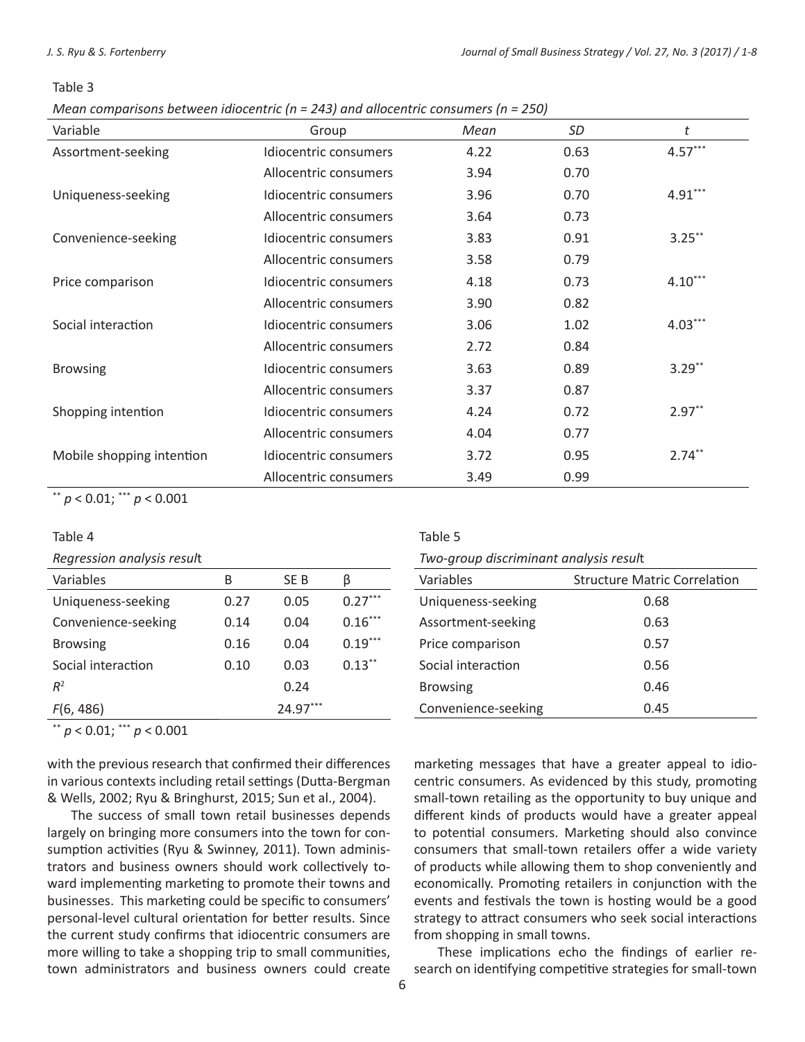Table 3

*Mean comparisons between idiocentric (n = 243) and allocentric consumers (n = 250)*

| Variable | Group | *Mean* | *SD* | *t* |
|---|---|---|---|---|
| Assortment-seeking | Idiocentric consumers | 4.22 | 0.63 | $4.57^{***}$ |
| | Allocentric consumers | 3.94 | 0.70 | |
| Uniqueness-seeking | Idiocentric consumers | 3.96 | 0.70 | $4.91^{***}$ |
| | Allocentric consumers | 3.64 | 0.73 | |
| Convenience-seeking | Idiocentric consumers | 3.83 | 0.91 | $3.25^{**}$ |
| | Allocentric consumers | 3.58 | 0.79 | |
| Price comparison | Idiocentric consumers | 4.18 | 0.73 | $4.10^{***}$ |
| | Allocentric consumers | 3.90 | 0.82 | |
| Social interaction | Idiocentric consumers | 3.06 | 1.02 | $4.03^{***}$ |
| | Allocentric consumers | 2.72 | 0.84 | |
| Browsing | Idiocentric consumers | 3.63 | 0.89 | $3.29^{**}$ |
| | Allocentric consumers | 3.37 | 0.87 | |
| Shopping intention | Idiocentric consumers | 4.24 | 0.72 | $2.97^{**}$ |
| | Allocentric consumers | 4.04 | 0.77 | |
| Mobile shopping intention | Idiocentric consumers | 3.72 | 0.95 | $2.74^{**}$ |
| | Allocentric consumers | 3.49 | 0.99 | |

$^{**}$ $p < 0.01$; $^{***}$ $p < 0.001$

Table 4

*Regression analysis result*

| Variables | B | SE B | β |
|---|---|---|---|
| Uniqueness-seeking | 0.27 | 0.05 | $0.27^{***}$ |
| Convenience-seeking | 0.14 | 0.04 | $0.16^{***}$ |
| Browsing | 0.16 | 0.04 | $0.19^{***}$ |
| Social interaction | 0.10 | 0.03 | $0.13^{**}$ |
| $R^2$ | | 0.24 | |
| $F(6, 486)$ | | $24.97^{***}$ | |

$^{**}$ $p < 0.01$; $^{***}$ $p < 0.001$

Table 5

*Two-group discriminant analysis result*

| Variables | Structure Matric Correlation |
|---|---|
| Uniqueness-seeking | 0.68 |
| Assortment-seeking | 0.63 |
| Price comparison | 0.57 |
| Social interaction | 0.56 |
| Browsing | 0.46 |
| Convenience-seeking | 0.45 |

with the previous research that confirmed their differences in various contexts including retail settings (Dutta-Bergman & Wells, 2002; Ryu & Bringhurst, 2015; Sun et al., 2004).

The success of small town retail businesses depends largely on bringing more consumers into the town for consumption activities (Ryu & Swinney, 2011). Town administrators and business owners should work collectively toward implementing marketing to promote their towns and businesses. This marketing could be specific to consumers' personal-level cultural orientation for better results. Since the current study confirms that idiocentric consumers are more willing to take a shopping trip to small communities, town administrators and business owners could create marketing messages that have a greater appeal to idiocentric consumers. As evidenced by this study, promoting small-town retailing as the opportunity to buy unique and different kinds of products would have a greater appeal to potential consumers. Marketing should also convince consumers that small-town retailers offer a wide variety of products while allowing them to shop conveniently and economically. Promoting retailers in conjunction with the events and festivals the town is hosting would be a good strategy to attract consumers who seek social interactions from shopping in small towns.

These implications echo the findings of earlier research on identifying competitive strategies for small-town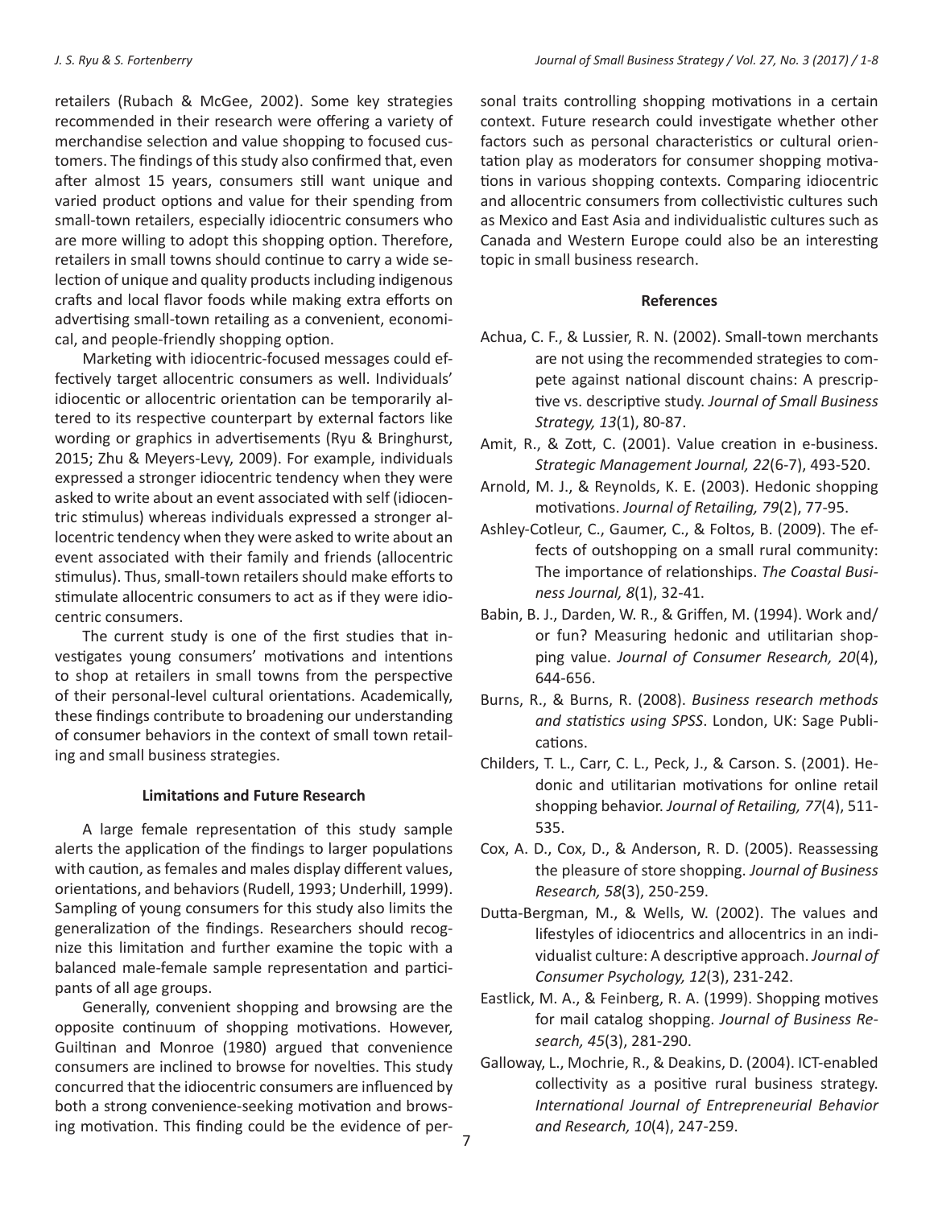retailers (Rubach & McGee, 2002). Some key strategies recommended in their research were offering a variety of merchandise selection and value shopping to focused customers. The findings of this study also confirmed that, even after almost 15 years, consumers still want unique and varied product options and value for their spending from small-town retailers, especially idiocentric consumers who are more willing to adopt this shopping option. Therefore, retailers in small towns should continue to carry a wide selection of unique and quality products including indigenous crafts and local flavor foods while making extra efforts on advertising small-town retailing as a convenient, economical, and people-friendly shopping option.

Marketing with idiocentric-focused messages could effectively target allocentric consumers as well. Individuals' idiocentic or allocentric orientation can be temporarily altered to its respective counterpart by external factors like wording or graphics in advertisements (Ryu & Bringhurst, 2015; Zhu & Meyers-Levy, 2009). For example, individuals expressed a stronger idiocentric tendency when they were asked to write about an event associated with self (idiocentric stimulus) whereas individuals expressed a stronger allocentric tendency when they were asked to write about an event associated with their family and friends (allocentric stimulus). Thus, small-town retailers should make efforts to stimulate allocentric consumers to act as if they were idiocentric consumers.

The current study is one of the first studies that investigates young consumers' motivations and intentions to shop at retailers in small towns from the perspective of their personal-level cultural orientations. Academically, these findings contribute to broadening our understanding of consumer behaviors in the context of small town retailing and small business strategies.

## Limitations and Future Research

A large female representation of this study sample alerts the application of the findings to larger populations with caution, as females and males display different values, orientations, and behaviors (Rudell, 1993; Underhill, 1999). Sampling of young consumers for this study also limits the generalization of the findings. Researchers should recognize this limitation and further examine the topic with a balanced male-female sample representation and participants of all age groups.

Generally, convenient shopping and browsing are the opposite continuum of shopping motivations. However, Guiltinan and Monroe (1980) argued that convenience consumers are inclined to browse for novelties. This study concurred that the idiocentric consumers are influenced by both a strong convenience-seeking motivation and browsing motivation. This finding could be the evidence of personal traits controlling shopping motivations in a certain context. Future research could investigate whether other factors such as personal characteristics or cultural orientation play as moderators for consumer shopping motivations in various shopping contexts. Comparing idiocentric and allocentric consumers from collectivistic cultures such as Mexico and East Asia and individualistic cultures such as Canada and Western Europe could also be an interesting topic in small business research.

## References

Achua, C. F., & Lussier, R. N. (2002). Small-town merchants are not using the recommended strategies to compete against national discount chains: A prescriptive vs. descriptive study. *Journal of Small Business Strategy, 13*(1), 80-87.

Amit, R., & Zott, C. (2001). Value creation in e-business. *Strategic Management Journal, 22*(6-7), 493-520.

Arnold, M. J., & Reynolds, K. E. (2003). Hedonic shopping motivations. *Journal of Retailing, 79*(2), 77-95.

Ashley-Cotleur, C., Gaumer, C., & Foltos, B. (2009). The effects of outshopping on a small rural community: The importance of relationships. *The Coastal Business Journal, 8*(1), 32-41.

Babin, B. J., Darden, W. R., & Griffen, M. (1994). Work and/or fun? Measuring hedonic and utilitarian shopping value. *Journal of Consumer Research, 20*(4), 644-656.

Burns, R., & Burns, R. (2008). *Business research methods and statistics using SPSS*. London, UK: Sage Publications.

Childers, T. L., Carr, C. L., Peck, J., & Carson. S. (2001). Hedonic and utilitarian motivations for online retail shopping behavior. *Journal of Retailing, 77*(4), 511-535.

Cox, A. D., Cox, D., & Anderson, R. D. (2005). Reassessing the pleasure of store shopping. *Journal of Business Research, 58*(3), 250-259.

Dutta-Bergman, M., & Wells, W. (2002). The values and lifestyles of idiocentrics and allocentrics in an individualist culture: A descriptive approach. *Journal of Consumer Psychology, 12*(3), 231-242.

Eastlick, M. A., & Feinberg, R. A. (1999). Shopping motives for mail catalog shopping. *Journal of Business Research, 45*(3), 281-290.

Galloway, L., Mochrie, R., & Deakins, D. (2004). ICT-enabled collectivity as a positive rural business strategy. *International Journal of Entrepreneurial Behavior and Research, 10*(4), 247-259.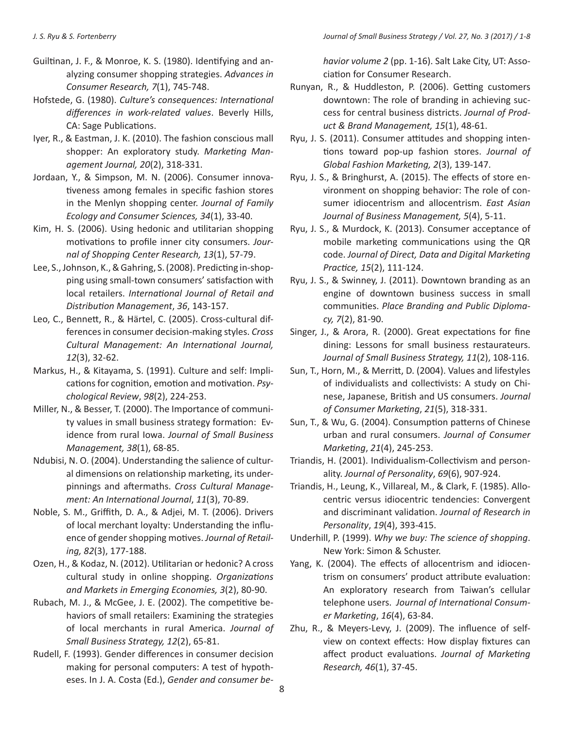Guiltinan, J. F., & Monroe, K. S. (1980). Identifying and analyzing consumer shopping strategies. *Advances in Consumer Research, 7*(1), 745-748.

Hofstede, G. (1980). *Culture's consequences: International differences in work-related values*. Beverly Hills, CA: Sage Publications.

Iyer, R., & Eastman, J. K. (2010). The fashion conscious mall shopper: An exploratory study. *Marketing Management Journal, 20*(2), 318-331.

Jordaan, Y., & Simpson, M. N. (2006). Consumer innovativeness among females in specific fashion stores in the Menlyn shopping center. *Journal of Family Ecology and Consumer Sciences, 34*(1), 33-40.

Kim, H. S. (2006). Using hedonic and utilitarian shopping motivations to profile inner city consumers. *Journal of Shopping Center Research, 13*(1), 57-79.

Lee, S., Johnson, K., & Gahring, S. (2008). Predicting in-shopping using small-town consumers' satisfaction with local retailers. *International Journal of Retail and Distribution Management*, *36*, 143-157.

Leo, C., Bennett, R., & Härtel, C. (2005). Cross-cultural differences in consumer decision-making styles. *Cross Cultural Management: An International Journal, 12*(3), 32-62.

Markus, H., & Kitayama, S. (1991). Culture and self: Implications for cognition, emotion and motivation. *Psychological Review*, *98*(2), 224-253.

Miller, N., & Besser, T. (2000). The Importance of community values in small business strategy formation: Evidence from rural Iowa. *Journal of Small Business Management, 38*(1), 68-85.

Ndubisi, N. O. (2004). Understanding the salience of cultural dimensions on relationship marketing, its underpinnings and aftermaths. *Cross Cultural Management: An International Journal*, *11*(3), 70-89.

Noble, S. M., Griffith, D. A., & Adjei, M. T. (2006). Drivers of local merchant loyalty: Understanding the influence of gender shopping motives. *Journal of Retailing, 82*(3), 177-188.

Ozen, H., & Kodaz, N. (2012). Utilitarian or hedonic? A cross cultural study in online shopping. *Organizations and Markets in Emerging Economies, 3*(2), 80-90.

Rubach, M. J., & McGee, J. E. (2002). The competitive behaviors of small retailers: Examining the strategies of local merchants in rural America. *Journal of Small Business Strategy, 12*(2), 65-81.

Rudell, F. (1993). Gender differences in consumer decision making for personal computers: A test of hypotheses. In J. A. Costa (Ed.), *Gender and consumer behavior volume 2* (pp. 1-16). Salt Lake City, UT: Association for Consumer Research.

Runyan, R., & Huddleston, P. (2006). Getting customers downtown: The role of branding in achieving success for central business districts. *Journal of Product & Brand Management, 15*(1), 48-61.

Ryu, J. S. (2011). Consumer attitudes and shopping intentions toward pop-up fashion stores. *Journal of Global Fashion Marketing, 2*(3), 139-147.

Ryu, J. S., & Bringhurst, A. (2015). The effects of store environment on shopping behavior: The role of consumer idiocentrism and allocentrism. *East Asian Journal of Business Management, 5*(4), 5-11.

Ryu, J. S., & Murdock, K. (2013). Consumer acceptance of mobile marketing communications using the QR code. *Journal of Direct, Data and Digital Marketing Practice, 15*(2), 111-124.

Ryu, J. S., & Swinney, J. (2011). Downtown branding as an engine of downtown business success in small communities. *Place Branding and Public Diplomacy, 7*(2), 81-90.

Singer, J., & Arora, R. (2000). Great expectations for fine dining: Lessons for small business restaurateurs. *Journal of Small Business Strategy, 11*(2), 108-116.

Sun, T., Horn, M., & Merritt, D. (2004). Values and lifestyles of individualists and collectivists: A study on Chinese, Japanese, British and US consumers. *Journal of Consumer Marketing*, *21*(5), 318-331.

Sun, T., & Wu, G. (2004). Consumption patterns of Chinese urban and rural consumers. *Journal of Consumer Marketing*, *21*(4), 245-253.

Triandis, H. (2001). Individualism-Collectivism and personality. *Journal of Personality*, *69*(6), 907-924.

Triandis, H., Leung, K., Villareal, M., & Clark, F. (1985). Allocentric versus idiocentric tendencies: Convergent and discriminant validation. *Journal of Research in Personality*, *19*(4), 393-415.

Underhill, P. (1999). *Why we buy: The science of shopping*. New York: Simon & Schuster.

Yang, K. (2004). The effects of allocentrism and idiocentrism on consumers' product attribute evaluation: An exploratory research from Taiwan's cellular telephone users. *Journal of International Consumer Marketing*, *16*(4), 63-84.

Zhu, R., & Meyers-Levy, J. (2009). The influence of self-view on context effects: How display fixtures can affect product evaluations. *Journal of Marketing Research, 46*(1), 37-45.